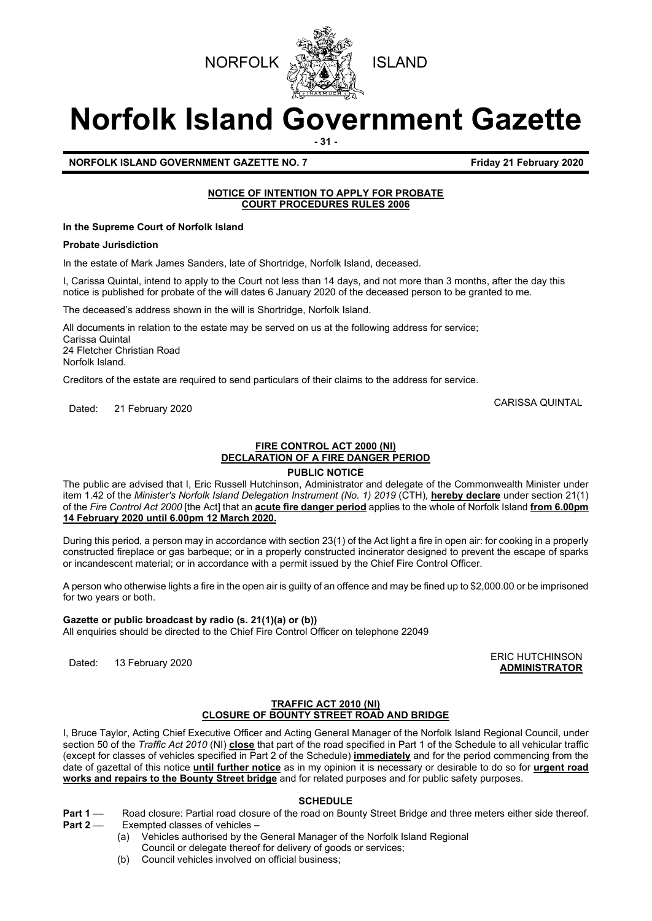NORFOLK ISLAND

# Norfolk Island Government Gazette

**NORFOLK ISLAND GOVERNMENT GAZETTE NO. 7** **Friday 21 February 2020**

## NOTICE OF INTENTION TO APPLY FOR PROBATE
## COURT PROCEDURES RULES 2006

**In the Supreme Court of Norfolk Island**

**Probate Jurisdiction**

In the estate of Mark James Sanders, late of Shortridge, Norfolk Island, deceased.

I, Carissa Quintal, intend to apply to the Court not less than 14 days, and not more than 3 months, after the day this notice is published for probate of the will dates 6 January 2020 of the deceased person to be granted to me.

The deceased's address shown in the will is Shortridge, Norfolk Island.

All documents in relation to the estate may be served on us at the following address for service;
Carissa Quintal
24 Fletcher Christian Road
Norfolk Island.

Creditors of the estate are required to send particulars of their claims to the address for service.

Dated: 21 February 2020

CARISSA QUINTAL

## FIRE CONTROL ACT 2000 (NI)
## DECLARATION OF A FIRE DANGER PERIOD

**PUBLIC NOTICE**

The public are advised that I, Eric Russell Hutchinson, Administrator and delegate of the Commonwealth Minister under item 1.42 of the *Minister's Norfolk Island Delegation Instrument (No. 1) 2019* (CTH), **hereby declare** under section 21(1) of the *Fire Control Act 2000* [the Act] that an **acute fire danger period** applies to the whole of Norfolk Island **from 6.00pm 14 February 2020 until 6.00pm 12 March 2020.**

During this period, a person may in accordance with section 23(1) of the Act light a fire in open air: for cooking in a properly constructed fireplace or gas barbeque; or in a properly constructed incinerator designed to prevent the escape of sparks or incandescent material; or in accordance with a permit issued by the Chief Fire Control Officer.

A person who otherwise lights a fire in the open air is guilty of an offence and may be fined up to $2,000.00 or be imprisoned for two years or both.

**Gazette or public broadcast by radio (s. 21(1)(a) or (b))**
All enquiries should be directed to the Chief Fire Control Officer on telephone 22049

Dated: 13 February 2020

ERIC HUTCHINSON
**ADMINISTRATOR**

## TRAFFIC ACT 2010 (NI)
## CLOSURE OF BOUNTY STREET ROAD AND BRIDGE

I, Bruce Taylor, Acting Chief Executive Officer and Acting General Manager of the Norfolk Island Regional Council, under section 50 of the *Traffic Act 2010* (NI) **close** that part of the road specified in Part 1 of the Schedule to all vehicular traffic (except for classes of vehicles specified in Part 2 of the Schedule) **immediately** and for the period commencing from the date of gazettal of this notice **until further notice** as in my opinion it is necessary or desirable to do so for **urgent road works and repairs to the Bounty Street bridge** and for related purposes and for public safety purposes.

**SCHEDULE**

**Part 1** — Road closure: Partial road closure of the road on Bounty Street Bridge and three meters either side thereof.

**Part 2** — Exempted classes of vehicles –

(a) Vehicles authorised by the General Manager of the Norfolk Island Regional Council or delegate thereof for delivery of goods or services;

(b) Council vehicles involved on official business;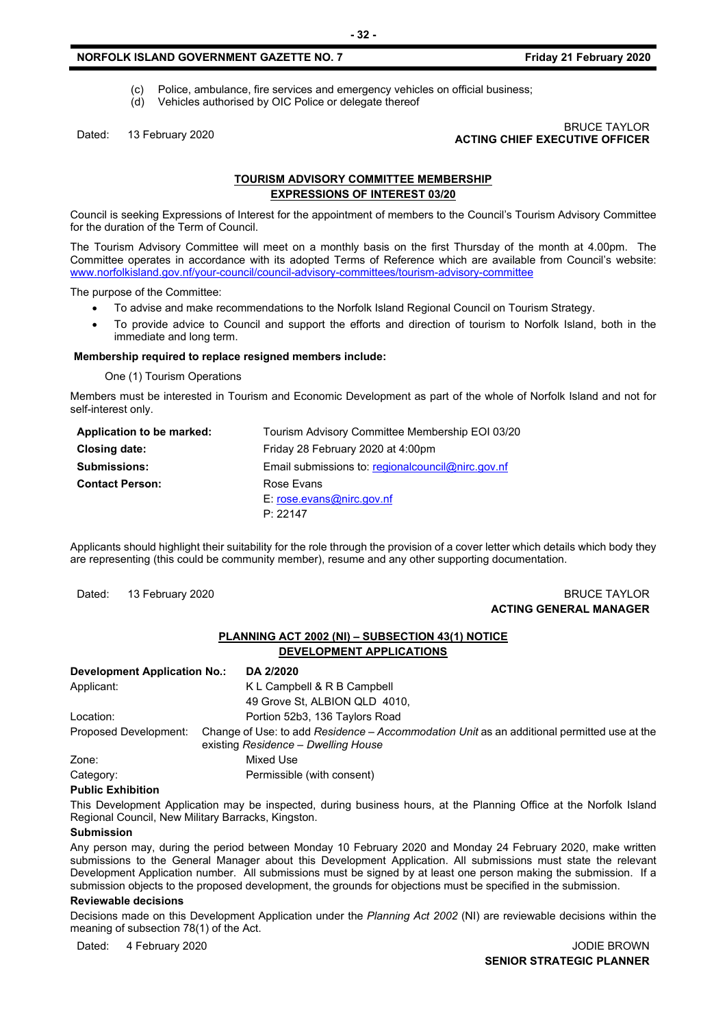(c) Police, ambulance, fire services and emergency vehicles on official business;
(d) Vehicles authorised by OIC Police or delegate thereof

Dated: 13 February 2020

BRUCE TAYLOR
**ACTING CHIEF EXECUTIVE OFFICER**

## TOURISM ADVISORY COMMITTEE MEMBERSHIP EXPRESSIONS OF INTEREST 03/20

Council is seeking Expressions of Interest for the appointment of members to the Council's Tourism Advisory Committee for the duration of the Term of Council.

The Tourism Advisory Committee will meet on a monthly basis on the first Thursday of the month at 4.00pm. The Committee operates in accordance with its adopted Terms of Reference which are available from Council's website: www.norfolkisland.gov.nf/your-council/council-advisory-committees/tourism-advisory-committee

The purpose of the Committee:

- To advise and make recommendations to the Norfolk Island Regional Council on Tourism Strategy.
- To provide advice to Council and support the efforts and direction of tourism to Norfolk Island, both in the immediate and long term.

**Membership required to replace resigned members include:**

One (1) Tourism Operations

Members must be interested in Tourism and Economic Development as part of the whole of Norfolk Island and not for self-interest only.

| | |
|---|---|
| **Application to be marked:** | Tourism Advisory Committee Membership EOI 03/20 |
| **Closing date:** | Friday 28 February 2020 at 4:00pm |
| **Submissions:** | Email submissions to: regionalcouncil@nirc.gov.nf |
| **Contact Person:** | Rose Evans<br>E: rose.evans@nirc.gov.nf<br>P: 22147 |

Applicants should highlight their suitability for the role through the provision of a cover letter which details which body they are representing (this could be community member), resume and any other supporting documentation.

Dated: 13 February 2020

BRUCE TAYLOR
**ACTING GENERAL MANAGER**

## PLANNING ACT 2002 (NI) – SUBSECTION 43(1) NOTICE DEVELOPMENT APPLICATIONS

| | |
|---|---|
| **Development Application No.:** | **DA 2/2020** |
| Applicant: | K L Campbell & R B Campbell<br>49 Grove St, ALBION QLD 4010, |
| Location: | Portion 52b3, 136 Taylors Road |
| Proposed Development: | Change of Use: to add *Residence – Accommodation Unit* as an additional permitted use at the existing *Residence – Dwelling House* |
| Zone: | Mixed Use |
| Category: | Permissible (with consent) |

**Public Exhibition**

This Development Application may be inspected, during business hours, at the Planning Office at the Norfolk Island Regional Council, New Military Barracks, Kingston.

**Submission**

Any person may, during the period between Monday 10 February 2020 and Monday 24 February 2020, make written submissions to the General Manager about this Development Application. All submissions must state the relevant Development Application number. All submissions must be signed by at least one person making the submission. If a submission objects to the proposed development, the grounds for objections must be specified in the submission.

**Reviewable decisions**

Decisions made on this Development Application under the *Planning Act 2002* (NI) are reviewable decisions within the meaning of subsection 78(1) of the Act.

Dated: 4 February 2020

JODIE BROWN
**SENIOR STRATEGIC PLANNER**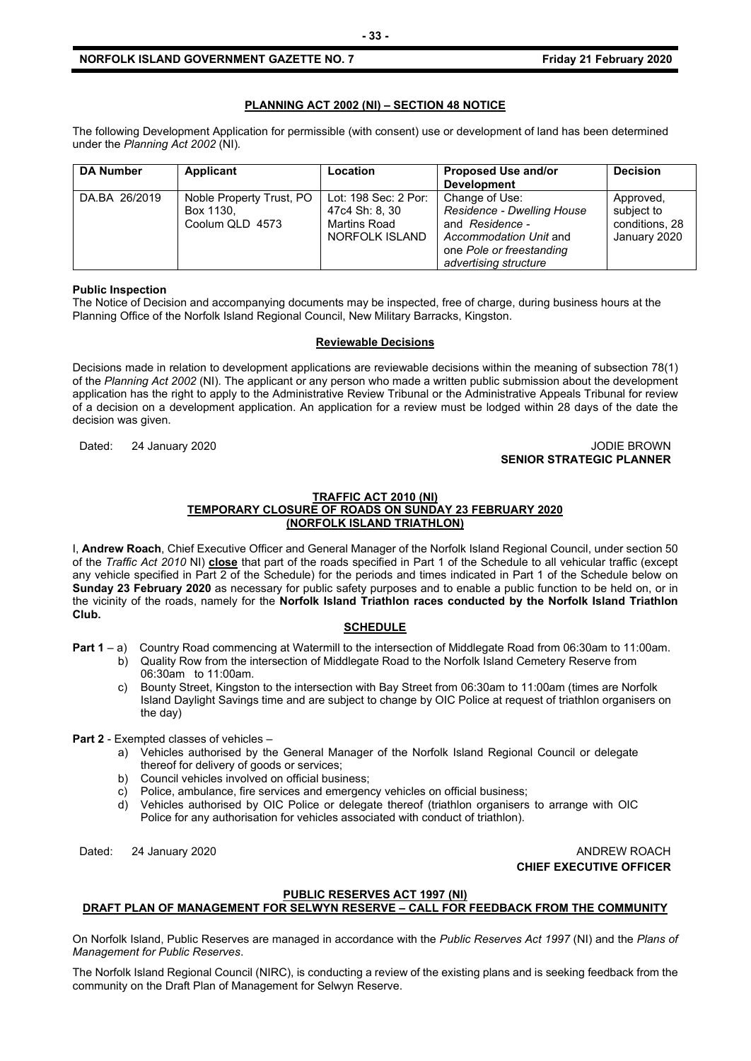## PLANNING ACT 2002 (NI) – SECTION 48 NOTICE

The following Development Application for permissible (with consent) use or development of land has been determined under the *Planning Act 2002* (NI).

| DA Number | Applicant | Location | Proposed Use and/or Development | Decision |
|---|---|---|---|---|
| DA.BA 26/2019 | Noble Property Trust, PO Box 1130, Coolum QLD 4573 | Lot: 198 Sec: 2 Por: 47c4 Sh: 8, 30 Martins Road NORFOLK ISLAND | Change of Use: *Residence - Dwelling House* and *Residence - Accommodation Unit* and one *Pole or freestanding advertising structure* | Approved, subject to conditions, 28 January 2020 |

**Public Inspection**

The Notice of Decision and accompanying documents may be inspected, free of charge, during business hours at the Planning Office of the Norfolk Island Regional Council, New Military Barracks, Kingston.

### Reviewable Decisions

Decisions made in relation to development applications are reviewable decisions within the meaning of subsection 78(1) of the *Planning Act 2002* (NI). The applicant or any person who made a written public submission about the development application has the right to apply to the Administrative Review Tribunal or the Administrative Appeals Tribunal for review of a decision on a development application. An application for a review must be lodged within 28 days of the date the decision was given.

Dated: 24 January 2020

JODIE BROWN
**SENIOR STRATEGIC PLANNER**

## TRAFFIC ACT 2010 (NI)
## TEMPORARY CLOSURE OF ROADS ON SUNDAY 23 FEBRUARY 2020 (NORFOLK ISLAND TRIATHLON)

I, **Andrew Roach**, Chief Executive Officer and General Manager of the Norfolk Island Regional Council, under section 50 of the *Traffic Act 2010* NI) **close** that part of the roads specified in Part 1 of the Schedule to all vehicular traffic (except any vehicle specified in Part 2 of the Schedule) for the periods and times indicated in Part 1 of the Schedule below on **Sunday 23 February 2020** as necessary for public safety purposes and to enable a public function to be held on, or in the vicinity of the roads, namely for the **Norfolk Island Triathlon races conducted by the Norfolk Island Triathlon Club.**

### SCHEDULE

**Part 1** – a) Country Road commencing at Watermill to the intersection of Middlegate Road from 06:30am to 11:00am.

b) Quality Row from the intersection of Middlegate Road to the Norfolk Island Cemetery Reserve from 06:30am to 11:00am.

c) Bounty Street, Kingston to the intersection with Bay Street from 06:30am to 11:00am (times are Norfolk Island Daylight Savings time and are subject to change by OIC Police at request of triathlon organisers on the day)

**Part 2** - Exempted classes of vehicles –

a) Vehicles authorised by the General Manager of the Norfolk Island Regional Council or delegate thereof for delivery of goods or services;
b) Council vehicles involved on official business;
c) Police, ambulance, fire services and emergency vehicles on official business;
d) Vehicles authorised by OIC Police or delegate thereof (triathlon organisers to arrange with OIC Police for any authorisation for vehicles associated with conduct of triathlon).

Dated: 24 January 2020

ANDREW ROACH
**CHIEF EXECUTIVE OFFICER**

## PUBLIC RESERVES ACT 1997 (NI)
## DRAFT PLAN OF MANAGEMENT FOR SELWYN RESERVE – CALL FOR FEEDBACK FROM THE COMMUNITY

On Norfolk Island, Public Reserves are managed in accordance with the *Public Reserves Act 1997* (NI) and the *Plans of Management for Public Reserves*.

The Norfolk Island Regional Council (NIRC), is conducting a review of the existing plans and is seeking feedback from the community on the Draft Plan of Management for Selwyn Reserve.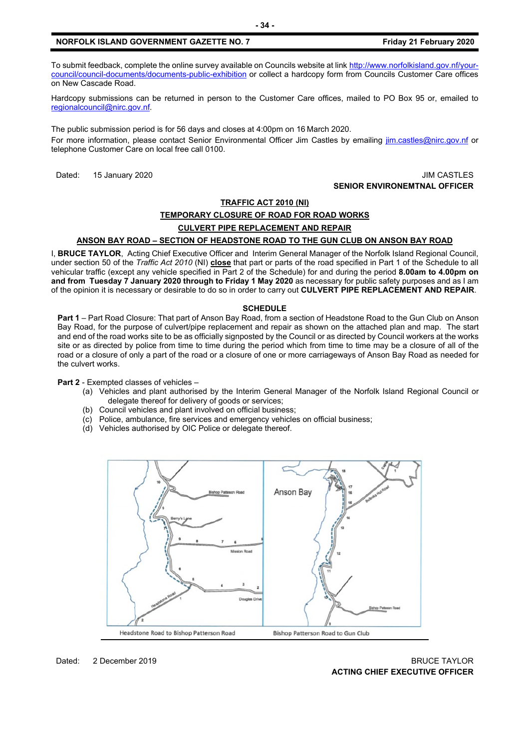To submit feedback, complete the online survey available on Councils website at link [http://www.norfolkisland.gov.nf/your-council/council-documents/documents-public-exhibition](http://www.norfolkisland.gov.nf/your-council/council-documents/documents-public-exhibition) or collect a hardcopy form from Councils Customer Care offices on New Cascade Road.

Hardcopy submissions can be returned in person to the Customer Care offices, mailed to PO Box 95 or, emailed to [regionalcouncil@nirc.gov.nf](mailto:regionalcouncil@nirc.gov.nf).

The public submission period is for 56 days and closes at 4:00pm on 16 March 2020.

For more information, please contact Senior Environmental Officer Jim Castles by emailing [jim.castles@nirc.gov.nf](mailto:jim.castles@nirc.gov.nf) or telephone Customer Care on local free call 0100.

Dated: 15 January 2020

JIM CASTLES
**SENIOR ENVIRONEMTNAL OFFICER**

## TRAFFIC ACT 2010 (NI)

## TEMPORARY CLOSURE OF ROAD FOR ROAD WORKS

## CULVERT PIPE REPLACEMENT AND REPAIR

## ANSON BAY ROAD – SECTION OF HEADSTONE ROAD TO THE GUN CLUB ON ANSON BAY ROAD

I, **BRUCE TAYLOR**, Acting Chief Executive Officer and Interim General Manager of the Norfolk Island Regional Council, under section 50 of the *Traffic Act 2010* (NI) **close** that part or parts of the road specified in Part 1 of the Schedule to all vehicular traffic (except any vehicle specified in Part 2 of the Schedule) for and during the period **8.00am to 4.00pm on and from Tuesday 7 January 2020 through to Friday 1 May 2020** as necessary for public safety purposes and as I am of the opinion it is necessary or desirable to do so in order to carry out **CULVERT PIPE REPLACEMENT AND REPAIR**.

**SCHEDULE**

**Part 1** – Part Road Closure: That part of Anson Bay Road, from a section of Headstone Road to the Gun Club on Anson Bay Road, for the purpose of culvert/pipe replacement and repair as shown on the attached plan and map. The start and end of the road works site to be as officially signposted by the Council or as directed by Council workers at the works site or as directed by police from time to time during the period which from time to time may be a closure of all of the road or a closure of only a part of the road or a closure of one or more carriageways of Anson Bay Road as needed for the culvert works.

**Part 2** - Exempted classes of vehicles –

(a) Vehicles and plant authorised by the Interim General Manager of the Norfolk Island Regional Council or delegate thereof for delivery of goods or services;
(b) Council vehicles and plant involved on official business;
(c) Police, ambulance, fire services and emergency vehicles on official business;
(d) Vehicles authorised by OIC Police or delegate thereof.

Headstone Road to Bishop Patterson Road | Bishop Patterson Road to Gun Club

Dated: 2 December 2019

BRUCE TAYLOR
**ACTING CHIEF EXECUTIVE OFFICER**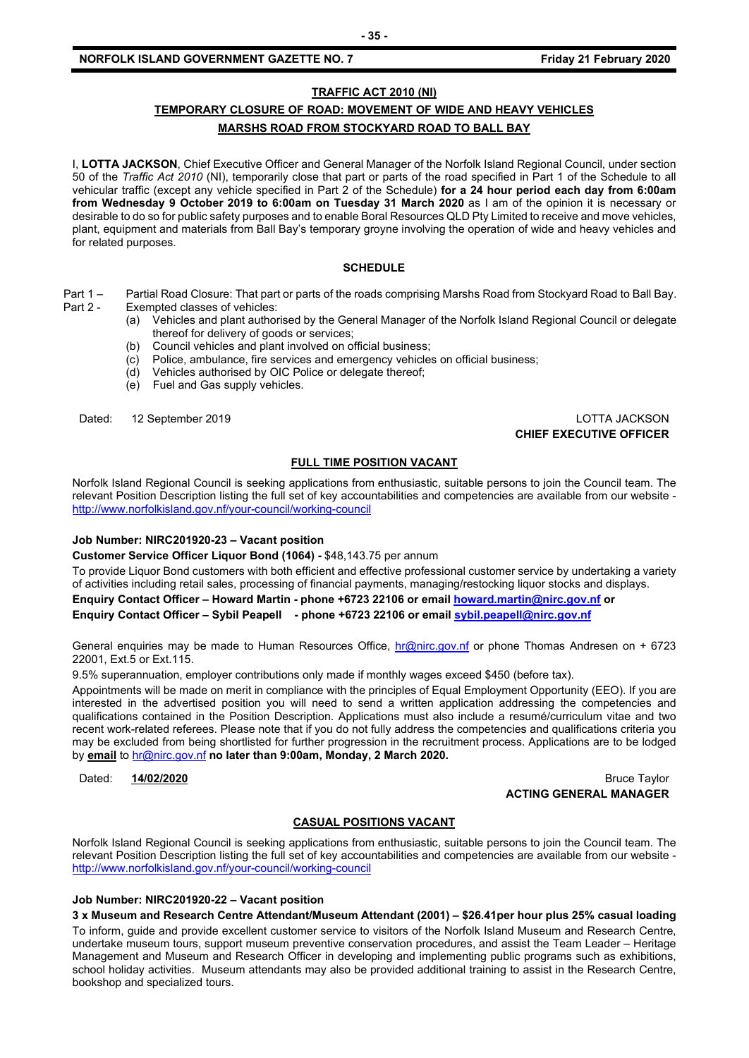## TRAFFIC ACT 2010 (NI)

## TEMPORARY CLOSURE OF ROAD: MOVEMENT OF WIDE AND HEAVY VEHICLES

## MARSHS ROAD FROM STOCKYARD ROAD TO BALL BAY

I, **LOTTA JACKSON**, Chief Executive Officer and General Manager of the Norfolk Island Regional Council, under section 50 of the *Traffic Act 2010* (NI), temporarily close that part or parts of the road specified in Part 1 of the Schedule to all vehicular traffic (except any vehicle specified in Part 2 of the Schedule) **for a 24 hour period each day from 6:00am from Wednesday 9 October 2019 to 6:00am on Tuesday 31 March 2020** as I am of the opinion it is necessary or desirable to do so for public safety purposes and to enable Boral Resources QLD Pty Limited to receive and move vehicles, plant, equipment and materials from Ball Bay's temporary groyne involving the operation of wide and heavy vehicles and for related purposes.

### SCHEDULE

Part 1 – Partial Road Closure: That part or parts of the roads comprising Marshs Road from Stockyard Road to Ball Bay.

Part 2 - Exempted classes of vehicles:

(a) Vehicles and plant authorised by the General Manager of the Norfolk Island Regional Council or delegate thereof for delivery of goods or services;
(b) Council vehicles and plant involved on official business;
(c) Police, ambulance, fire services and emergency vehicles on official business;
(d) Vehicles authorised by OIC Police or delegate thereof;
(e) Fuel and Gas supply vehicles.

Dated: 12 September 2019

LOTTA JACKSON
**CHIEF EXECUTIVE OFFICER**

## FULL TIME POSITION VACANT

Norfolk Island Regional Council is seeking applications from enthusiastic, suitable persons to join the Council team. The relevant Position Description listing the full set of key accountabilities and competencies are available from our website - http://www.norfolkisland.gov.nf/your-council/working-council

**Job Number: NIRC201920-23 – Vacant position**

**Customer Service Officer Liquor Bond (1064) -** $48,143.75 per annum

To provide Liquor Bond customers with both efficient and effective professional customer service by undertaking a variety of activities including retail sales, processing of financial payments, managing/restocking liquor stocks and displays.

**Enquiry Contact Officer – Howard Martin - phone +6723 22106 or email howard.martin@nirc.gov.nf or**
**Enquiry Contact Officer – Sybil Peapell - phone +6723 22106 or email sybil.peapell@nirc.gov.nf**

General enquiries may be made to Human Resources Office, hr@nirc.gov.nf or phone Thomas Andresen on + 6723 22001, Ext.5 or Ext.115.

9.5% superannuation, employer contributions only made if monthly wages exceed $450 (before tax).

Appointments will be made on merit in compliance with the principles of Equal Employment Opportunity (EEO). If you are interested in the advertised position you will need to send a written application addressing the competencies and qualifications contained in the Position Description. Applications must also include a resumé/curriculum vitae and two recent work-related referees. Please note that if you do not fully address the competencies and qualifications criteria you may be excluded from being shortlisted for further progression in the recruitment process. Applications are to be lodged by **email** to hr@nirc.gov.nf **no later than 9:00am, Monday, 2 March 2020.**

Dated: **14/02/2020**

Bruce Taylor
**ACTING GENERAL MANAGER**

## CASUAL POSITIONS VACANT

Norfolk Island Regional Council is seeking applications from enthusiastic, suitable persons to join the Council team. The relevant Position Description listing the full set of key accountabilities and competencies are available from our website - http://www.norfolkisland.gov.nf/your-council/working-council

**Job Number: NIRC201920-22 – Vacant position**

**3 x Museum and Research Centre Attendant/Museum Attendant (2001) – $26.41per hour plus 25% casual loading**

To inform, guide and provide excellent customer service to visitors of the Norfolk Island Museum and Research Centre, undertake museum tours, support museum preventive conservation procedures, and assist the Team Leader – Heritage Management and Museum and Research Officer in developing and implementing public programs such as exhibitions, school holiday activities. Museum attendants may also be provided additional training to assist in the Research Centre, bookshop and specialized tours.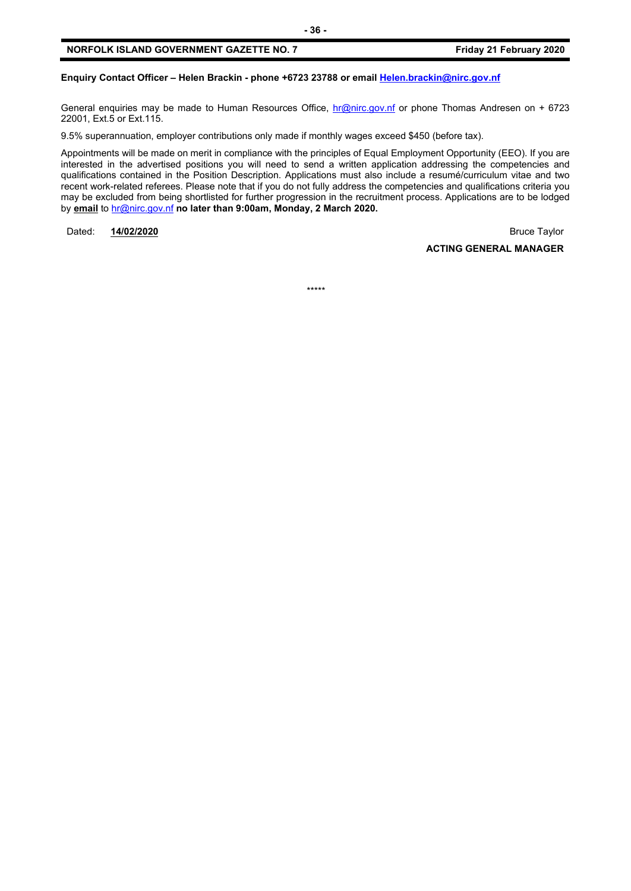**Enquiry Contact Officer – Helen Brackin - phone +6723 23788 or email Helen.brackin@nirc.gov.nf**

General enquiries may be made to Human Resources Office, hr@nirc.gov.nf or phone Thomas Andresen on + 6723 22001, Ext.5 or Ext.115.

9.5% superannuation, employer contributions only made if monthly wages exceed $450 (before tax).

Appointments will be made on merit in compliance with the principles of Equal Employment Opportunity (EEO). If you are interested in the advertised positions you will need to send a written application addressing the competencies and qualifications contained in the Position Description. Applications must also include a resumé/curriculum vitae and two recent work-related referees. Please note that if you do not fully address the competencies and qualifications criteria you may be excluded from being shortlisted for further progression in the recruitment process. Applications are to be lodged by **email** to hr@nirc.gov.nf **no later than 9:00am, Monday, 2 March 2020.**

Dated: **14/02/2020**

Bruce Taylor

**ACTING GENERAL MANAGER**

*****